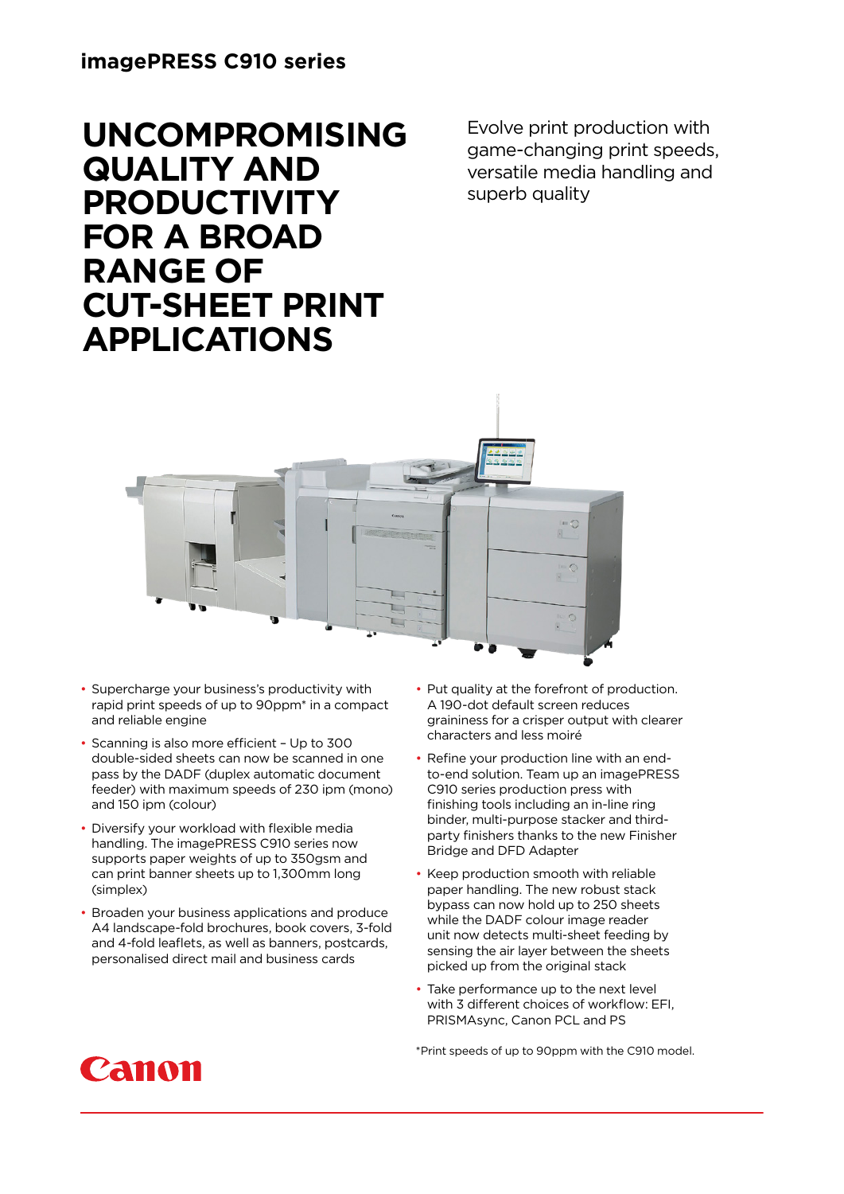## imagePRESS C910 series

# UNCOMPROMISING QUALITY AND PRODUCTIVITY FOR A BROAD RANGE OF CUT-SHEET PRINT APPLICATIONS

Evolve print production with game-changing print speeds, versatile media handling and superb quality

- Supercharge your business's productivity with rapid print speeds of up to 90ppm* in a compact and reliable engine
- Scanning is also more efficient – Up to 300 double-sided sheets can now be scanned in one pass by the DADF (duplex automatic document feeder) with maximum speeds of 230 ipm (mono) and 150 ipm (colour)
- Diversify your workload with flexible media handling. The imagePRESS C910 series now supports paper weights of up to 350gsm and can print banner sheets up to 1,300mm long (simplex)
- Broaden your business applications and produce A4 landscape-fold brochures, book covers, 3-fold and 4-fold leaflets, as well as banners, postcards, personalised direct mail and business cards
- Put quality at the forefront of production. A 190-dot default screen reduces graininess for a crisper output with clearer characters and less moiré
- Refine your production line with an end-to-end solution. Team up an imagePRESS C910 series production press with finishing tools including an in-line ring binder, multi-purpose stacker and third-party finishers thanks to the new Finisher Bridge and DFD Adapter
- Keep production smooth with reliable paper handling. The new robust stack bypass can now hold up to 250 sheets while the DADF colour image reader unit now detects multi-sheet feeding by sensing the air layer between the sheets picked up from the original stack
- Take performance up to the next level with 3 different choices of workflow: EFI, PRISMAsync, Canon PCL and PS

*Print speeds of up to 90ppm with the C910 model.

Canon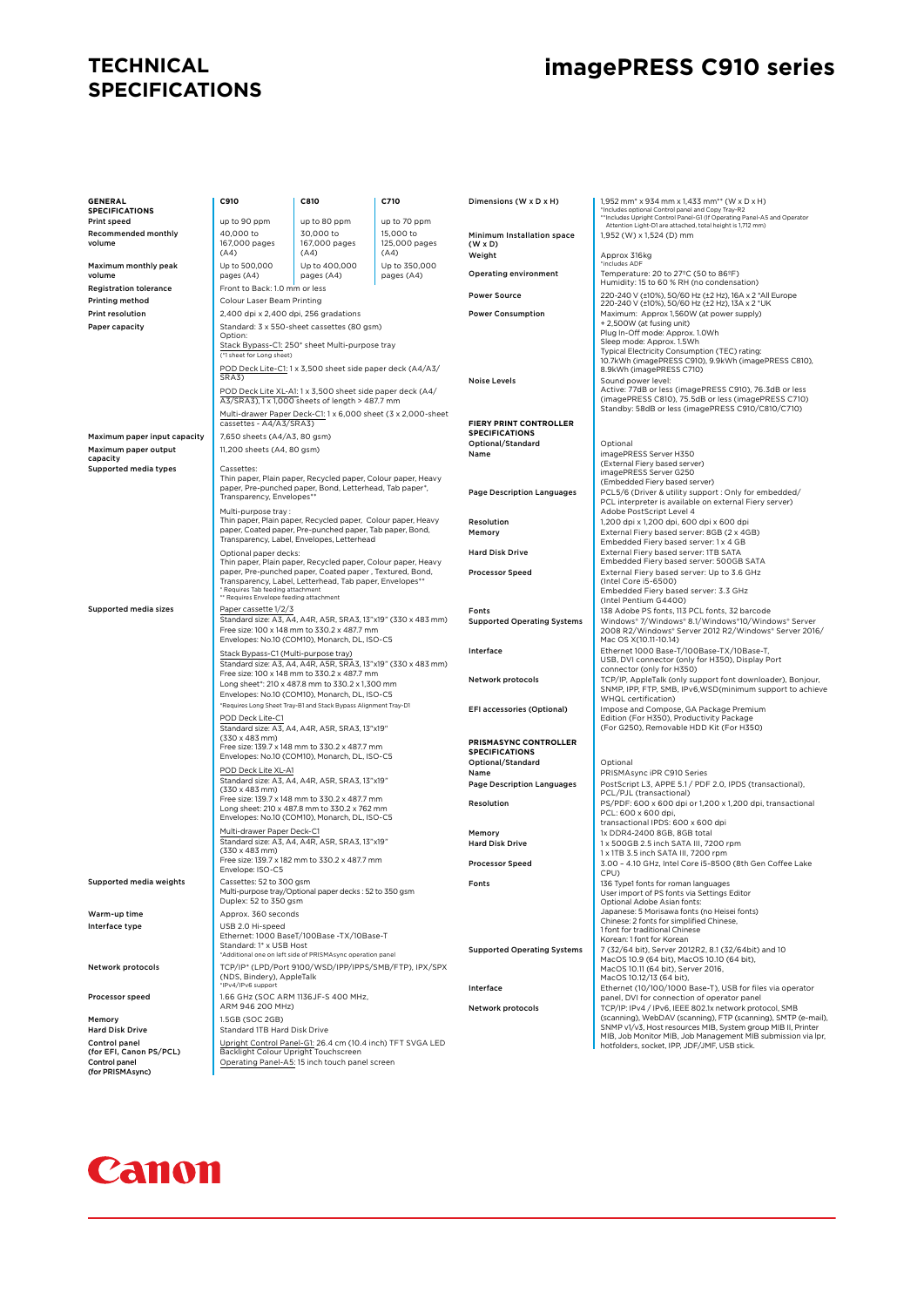# TECHNICAL SPECIFICATIONS

# imagePRESS C910 series

## GENERAL SPECIFICATIONS

| | C910 | C810 | C710 |
|---|---|---|---|
| Print speed | up to 90 ppm | up to 80 ppm | up to 70 ppm |
| Recommended monthly volume | 40,000 to 167,000 pages (A4) | 30,000 to 167,000 pages (A4) | 15,000 to 125,000 pages (A4) |
| Maximum monthly peak volume | Up to 500,000 pages (A4) | Up to 400,000 pages (A4) | Up to 350,000 pages (A4) |

| | |
|---|---|
| Registration tolerance | Front to Back: 1.0 mm or less |
| Printing method | Colour Laser Beam Printing |
| Print resolution | 2,400 dpi x 2,400 dpi, 256 gradations |
| Paper capacity | Standard: 3 x 550-sheet cassettes (80 gsm)<br>Option:<br>Stack Bypass-C1: 250* sheet Multi-purpose tray<br>(*1 sheet for Long sheet)<br>POD Deck Lite-C1: 1 x 3,500 sheet side paper deck (A4/A3/SRA3)<br>POD Deck Lite XL-A1: 1 x 3,500 sheet side paper deck (A4/A3/SRA3), 1 x 1,000 sheets of length > 487.7 mm<br>Multi-drawer Paper Deck-C1: 1 x 6,000 sheet (3 x 2,000-sheet cassettes - A4/A3/SRA3) |
| Maximum paper input capacity | 7,650 sheets (A4/A3, 80 gsm) |
| Maximum paper output capacity | 11,200 sheets (A4, 80 gsm) |
| Supported media types | Cassettes:<br>Thin paper, Plain paper, Recycled paper, Colour paper, Heavy paper, Pre-punched paper, Bond, Letterhead, Tab paper*, Transparency, Envelopes**<br>Multi-purpose tray :<br>Thin paper, Plain paper, Recycled paper, Colour paper, Heavy paper, Coated paper, Pre-punched paper, Tab paper, Bond, Transparency, Label, Envelopes, Letterhead<br>Optional paper decks:<br>Thin paper, Plain paper, Recycled paper, Colour paper, Heavy paper, Pre-punched paper, Coated paper , Textured, Bond, Transparency, Label, Letterhead, Tab paper, Envelopes**<br>* Requires Tab feeding attachment<br>** Requires Envelope feeding attachment |
| Supported media sizes | Paper cassette 1/2/3<br>Standard size: A3, A4, A4R, A5R, SRA3, 13"x19" (330 x 483 mm)<br>Free size: 100 x 148 mm to 330.2 x 487.7 mm<br>Envelopes: No.10 (COM10), Monarch, DL, ISO-C5<br>Stack Bypass-C1 (Multi-purpose tray)<br>Standard size: A3, A4, A4R, A5R, SRA3, 13"x19" (330 x 483 mm)<br>Free size: 100 x 148 mm to 330.2 x 487.7 mm<br>Long sheet*: 210 x 487.8 mm to 330.2 x 1,300 mm<br>Envelopes: No.10 (COM10), Monarch, DL, ISO-C5<br>*Requires Long Sheet Tray-B1 and Stack Bypass Alignment Tray-D1<br>POD Deck Lite-C1<br>Standard size: A3, A4, A4R, A5R, SRA3, 13"x19" (330 x 483 mm)<br>Free size: 139.7 x 148 mm to 330.2 x 487.7 mm<br>Envelopes: No.10 (COM10), Monarch, DL, ISO-C5<br>POD Deck Lite XL-A1<br>Standard size: A3, A4, A4R, A5R, SRA3, 13"x19" (330 x 483 mm)<br>Free size: 139.7 x 148 mm to 330.2 x 487.7 mm<br>Long sheet: 210 x 487.8 mm to 330.2 x 762 mm<br>Envelopes: No.10 (COM10), Monarch, DL, ISO-C5<br>Multi-drawer Paper Deck-C1<br>Standard size: A3, A4, A4R, A5R, SRA3, 13"x19" (330 x 483 mm)<br>Free size: 139.7 x 182 mm to 330.2 x 487.7 mm<br>Envelope: ISO-C5 |
| Supported media weights | Cassettes: 52 to 300 gsm<br>Multi-purpose tray/Optional paper decks : 52 to 350 gsm<br>Duplex: 52 to 350 gsm |
| Warm-up time | Approx. 360 seconds |
| Interface type | USB 2.0 Hi-speed<br>Ethernet: 1000 BaseT/100Base -TX/10Base-T<br>Standard: 1* x USB Host<br>*Additional one on left side of PRISMAsync operation panel |
| Network protocols | TCP/IP* (LPD/Port 9100/WSD/IPP/IPPS/SMB/FTP), IPX/SPX (NDS, Bindery), AppleTalk<br>*IPv4/IPv6 support |
| Processor speed | 1.66 GHz (SOC ARM 1136JF-S 400 MHz, ARM 946 200 MHz) |
| Memory | 1.5GB (SOC 2GB) |
| Hard Disk Drive | Standard 1TB Hard Disk Drive |
| Control panel (for EFI, Canon PS/PCL) | Upright Control Panel-G1: 26.4 cm (10.4 inch) TFT SVGA LED Backlight Colour Upright Touchscreen |
| Control panel (for PRISMAsync) | Operating Panel-A5: 15 inch touch panel screen |
| Dimensions (W x D x H) | 1,952 mm* x 934 mm x 1,433 mm** (W x D x H)<br>*Includes optional Control panel and Copy Tray-R2<br>**Includes Upright Control Panel-G1 (If Operating Panel-A5 and Operator Attention Light-D1 are attached, total height is 1,712 mm) |
| Minimum Installation space (W x D) | 1,952 (W) x 1,524 (D) mm |
| Weight | Approx 316kg<br>*includes ADF |
| Operating environment | Temperature: 20 to 27ºC (50 to 86ºF)<br>Humidity: 15 to 60 % RH (no condensation) |
| Power Source | 220-240 V (±10%), 50/60 Hz (±2 Hz), 16A x 2 *All Europe<br>220-240 V (±10%), 50/60 Hz (±2 Hz), 13A x 2 *UK |
| Power Consumption | Maximum: Approx 1,560W (at power supply) + 2,500W (at fusing unit)<br>Plug In-Off mode: Approx. 1.0Wh<br>Sleep mode: Approx. 1.5Wh<br>Typical Electricity Consumption (TEC) rating:<br>10.7kWh (imagePRESS C910), 9.9kWh (imagePRESS C810), 8.9kWh (imagePRESS C710) |
| Noise Levels | Sound power level:<br>Active: 77dB or less (imagePRESS C910), 76.3dB or less (imagePRESS C810), 75.5dB or less (imagePRESS C710)<br>Standby: 58dB or less (imagePRESS C910/C810/C710) |

## FIERY PRINT CONTROLLER SPECIFICATIONS

| | |
|---|---|
| Optional/Standard | Optional |
| Name | imagePRESS Server H350<br>(External Fiery based server)<br>imagePRESS Server G250<br>(Embedded Fiery based server) |
| Page Description Languages | PCL5/6 (Driver & utility support : Only for embedded/PCL interpreter is available on external Fiery server)<br>Adobe PostScript Level 4 |
| Resolution | 1,200 dpi x 1,200 dpi, 600 dpi x 600 dpi |
| Memory | External Fiery based server: 8GB (2 x 4GB)<br>Embedded Fiery based server: 1 x 4 GB |
| Hard Disk Drive | External Fiery based server: 1TB SATA<br>Embedded Fiery based server: 500GB SATA |
| Processor Speed | External Fiery based server: Up to 3.6 GHz (Intel Core i5-6500)<br>Embedded Fiery based server: 3.3 GHz (Intel Pentium G4400) |
| Fonts | 138 Adobe PS fonts, 113 PCL fonts, 32 barcode |
| Supported Operating Systems | Windows® 7/Windows® 8.1/Windows®10/Windows® Server 2008 R2/Windows® Server 2012 R2/Windows® Server 2016/ Mac OS X(10.11-10.14) |
| Interface | Ethernet 1000 Base-T/100Base-TX/10Base-T, USB, DVI connector (only for H350), Display Port connector (only for H350) |
| Network protocols | TCP/IP, AppleTalk (only support font downloader), Bonjour, SNMP, IPP, FTP, SMB, IPv6,WSD(minimum support to achieve WHQL certification) |
| EFI accessories (Optional) | Impose and Compose, GA Package Premium Edition (For H350), Productivity Package (For G250), Removable HDD Kit (For H350) |

## PRISMASYNC CONTROLLER SPECIFICATIONS

| | |
|---|---|
| Optional/Standard | Optional |
| Name | PRISMAsync iPR C910 Series |
| Page Description Languages | PostScript L3, APPE 5.1 / PDF 2.0, IPDS (transactional), PCL/PJL (transactional) |
| Resolution | PS/PDF: 600 x 600 dpi or 1,200 x 1,200 dpi, transactional PCL: 600 x 600 dpi,<br>transactional IPDS: 600 x 600 dpi |
| Memory | 1x DDR4-2400 8GB, 8GB total |
| Hard Disk Drive | 1 x 500GB 2.5 inch SATA III, 7200 rpm<br>1 x 1TB 3.5 inch SATA III, 7200 rpm |
| Processor Speed | 3.00 – 4.10 GHz, Intel Core i5-8500 (8th Gen Coffee Lake CPU) |
| Fonts | 136 Type1 fonts for roman languages<br>User import of PS fonts via Settings Editor<br>Optional Adobe Asian fonts:<br>Japanese: 5 Morisawa fonts (no Heisei fonts)<br>Chinese: 2 fonts for simplified Chinese,<br>1 font for traditional Chinese<br>Korean: 1 font for Korean |
| Supported Operating Systems | 7 (32/64 bit), Server 2012R2, 8.1 (32/64bit) and 10<br>MacOS 10.9 (64 bit), MacOS 10.10 (64 bit),<br>MacOS 10.11 (64 bit), Server 2016,<br>MacOS 10.12/13 (64 bit), |
| Interface | Ethernet (10/100/1000 Base-T), USB for files via operator panel, DVI for connection of operator panel |
| Network protocols | TCP/IP: IPv4 / IPv6, IEEE 802.1x network protocol, SMB (scanning), WebDAV (scanning), FTP (scanning), SMTP (e-mail), SNMP v1/v3, Host resources MIB, System group MIB II, Printer MIB, Job Monitor MIB, Job Management MIB submission via lpr, hotfolders, socket, IPP, JDF/JMF, USB stick. |

Canon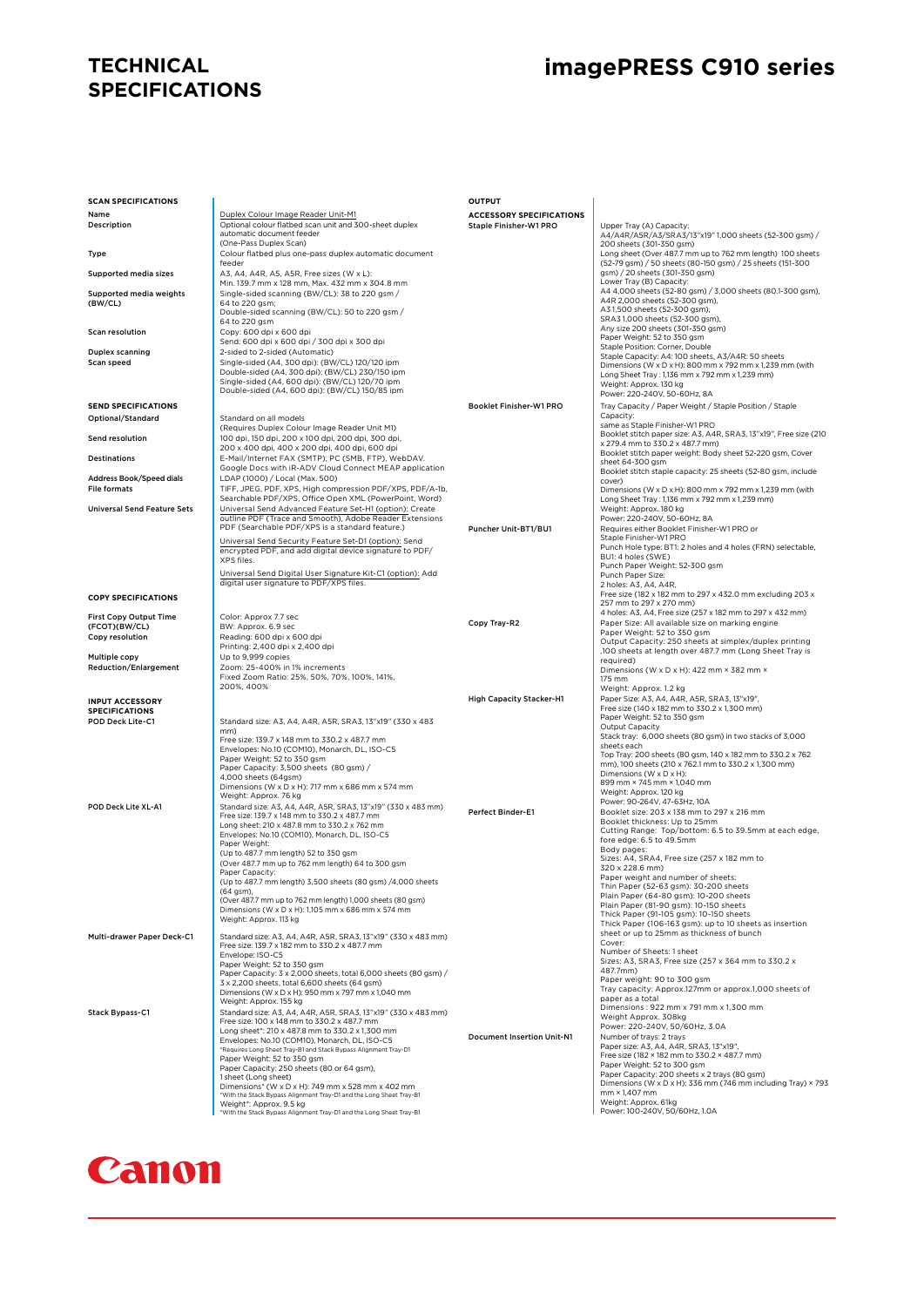# TECHNICAL SPECIFICATIONS

# imagePRESS C910 series

## SCAN SPECIFICATIONS

| | |
|---|---|
| Name | Duplex Colour Image Reader Unit-M1 |
| Description | Optional colour flatbed scan unit and 300-sheet duplex automatic document feeder (One-Pass Duplex Scan) |
| Type | Colour flatbed plus one-pass duplex automatic document feeder |
| Supported media sizes | A3, A4, A4R, A5, A5R, Free sizes (W x L): Min. 139.7 mm x 128 mm, Max. 432 mm x 304.8 mm |
| Supported media weights (BW/CL) | Single-sided scanning (BW/CL): 38 to 220 gsm / 64 to 220 gsm; Double-sided scanning (BW/CL): 50 to 220 gsm / 64 to 220 gsm |
| Scan resolution | Copy: 600 dpi x 600 dpi<br>Send: 600 dpi x 600 dpi / 300 dpi x 300 dpi |
| Duplex scanning | 2-sided to 2-sided (Automatic) |
| Scan speed | Single-sided (A4, 300 dpi): (BW/CL) 120/120 ipm<br>Double-sided (A4, 300 dpi): (BW/CL) 230/150 ipm<br>Single-sided (A4, 600 dpi): (BW/CL) 120/70 ipm<br>Double-sided (A4, 600 dpi): (BW/CL) 150/85 ipm |

## SEND SPECIFICATIONS

| | |
|---|---|
| Optional/Standard | Standard on all models (Requires Duplex Colour Image Reader Unit M1) |
| Send resolution | 100 dpi, 150 dpi, 200 x 100 dpi, 200 dpi, 300 dpi, 200 x 400 dpi, 400 x 200 dpi, 400 dpi, 600 dpi |
| Destinations | E-Mail/Internet FAX (SMTP), PC (SMB, FTP), WebDAV. Google Docs with iR-ADV Cloud Connect MEAP application |
| Address Book/Speed dials | LDAP (1000) / Local (Max. 500) |
| File formats | TIFF, JPEG, PDF, XPS, High compression PDF/XPS, PDF/A-1b, Searchable PDF/XPS, Office Open XML (PowerPoint, Word) |
| Universal Send Feature Sets | Universal Send Advanced Feature Set-H1 (option): Create outline PDF (Trace and Smooth), Adobe Reader Extensions PDF (Searchable PDF/XPS is a standard feature.)<br>Universal Send Security Feature Set-D1 (option): Send encrypted PDF, and add digital device signature to PDF/XPS files.<br>Universal Send Digital User Signature Kit-C1 (option): Add digital user signature to PDF/XPS files. |

## COPY SPECIFICATIONS

| | |
|---|---|
| First Copy Output Time (FCOT)(BW/CL) | Color: Approx 7.7 sec<br>BW: Approx. 6.9 sec |
| Copy resolution | Reading: 600 dpi x 600 dpi<br>Printing: 2,400 dpi x 2,400 dpi |
| Multiple copy | Up to 9,999 copies |
| Reduction/Enlargement | Zoom: 25-400% in 1% increments<br>Fixed Zoom Ratio: 25%, 50%, 70%, 100%, 141%, 200%, 400% |

## INPUT ACCESSORY SPECIFICATIONS

| | |
|---|---|
| POD Deck Lite-C1 | Standard size: A3, A4, A4R, A5R, SRA3, 13"x19" (330 x 483 mm)<br>Free size: 139.7 x 148 mm to 330.2 x 487.7 mm<br>Envelopes: No.10 (COM10), Monarch, DL, ISO-C5<br>Paper Weight: 52 to 350 gsm<br>Paper Capacity: 3,500 sheets (80 gsm) / 4,000 sheets (64gsm)<br>Dimensions (W x D x H): 717 mm x 686 mm x 574 mm<br>Weight: Approx. 76 kg |
| POD Deck Lite XL-A1 | Standard size: A3, A4, A4R, A5R, SRA3, 13"x19" (330 x 483 mm)<br>Free size: 139.7 x 148 mm to 330.2 x 487.7 mm<br>Long sheet: 210 x 487.8 mm to 330.2 x 762 mm<br>Envelopes: No.10 (COM10), Monarch, DL, ISO-C5<br>Paper Weight:<br>(Up to 487.7 mm length) 52 to 350 gsm<br>(Over 487.7 mm up to 762 mm length) 64 to 300 gsm<br>Paper Capacity:<br>(Up to 487.7 mm length) 3,500 sheets (80 gsm) /4,000 sheets (64 gsm),<br>(Over 487.7 mm up to 762 mm length) 1,000 sheets (80 gsm)<br>Dimensions (W x D x H): 1,105 mm x 686 mm x 574 mm<br>Weight: Approx. 113 kg |
| Multi-drawer Paper Deck-C1 | Standard size: A3, A4, A4R, A5R, SRA3, 13"x19" (330 x 483 mm)<br>Free size: 139.7 x 182 mm to 330.2 x 487.7 mm<br>Envelope: ISO-C5<br>Paper Weight: 52 to 350 gsm<br>Paper Capacity: 3 x 2,000 sheets, total 6,000 sheets (80 gsm) / 3 x 2,200 sheets, total 6,600 sheets (64 gsm)<br>Dimensions (W x D x H): 950 mm x 797 mm x 1,040 mm<br>Weight: Approx. 155 kg |
| Stack Bypass-C1 | Standard size: A3, A4, A4R, A5R, SRA3, 13"x19" (330 x 483 mm)<br>Free size: 100 x 148 mm to 330.2 x 487.7 mm<br>Long sheet*: 210 x 487.8 mm to 330.2 x 1,300 mm<br>Envelopes: No.10 (COM10), Monarch, DL, ISO-C5<br>*Requires Long Sheet Tray-B1 and Stack Bypass Alignment Tray-D1<br>Paper Weight: 52 to 350 gsm<br>Paper Capacity: 250 sheets (80 or 64 gsm), 1 sheet (Long sheet)<br>Dimensions* (W x D x H): 749 mm x 528 mm x 402 mm<br>*With the Stack Bypass Alignment Tray-D1 and the Long Sheet Tray-B1<br>Weight*: Approx. 9.5 kg<br>*With the Stack Bypass Alignment Tray-D1 and the Long Sheet Tray-B1 |

## OUTPUT

## ACCESSORY SPECIFICATIONS

| | |
|---|---|
| Staple Finisher-W1 PRO | Upper Tray (A) Capacity:<br>A4/A4R/A5R/A3/SRA3/13"x19" 1,000 sheets (52-300 gsm) / 200 sheets (301-350 gsm)<br>Long sheet (Over 487.7 mm up to 762 mm length) 100 sheets (52-79 gsm) / 50 sheets (80-150 gsm) / 25 sheets (151-300 gsm) / 20 sheets (301-350 gsm)<br>Lower Tray (B) Capacity:<br>A4 4,000 sheets (52-80 gsm) / 3,000 sheets (80.1-300 gsm), A4R 2,000 sheets (52-300 gsm), A3 1,500 sheets (52-300 gsm), SRA3 1,000 sheets (52-300 gsm), Any size 200 sheets (301-350 gsm)<br>Paper Weight: 52 to 350 gsm<br>Staple Position: Corner, Double<br>Staple Capacity: A4: 100 sheets, A3/A4R: 50 sheets<br>Dimensions (W x D x H): 800 mm x 792 mm x 1,239 mm (with Long Sheet Tray : 1,136 mm x 792 mm x 1,239 mm)<br>Weight: Approx. 130 kg<br>Power: 220-240V, 50-60Hz, 8A |
| Booklet Finisher-W1 PRO | Tray Capacity / Paper Weight / Staple Position / Staple Capacity:<br>same as Staple Finisher-W1 PRO<br>Booklet stitch paper size: A3, A4R, SRA3, 13"x19", Free size (210 x 279.4 mm to 330.2 x 487.7 mm)<br>Booklet stitch paper weight: Body sheet 52-220 gsm, Cover sheet 64-300 gsm<br>Booklet stitch staple capacity: 25 sheets (52-80 gsm, include cover)<br>Dimensions (W x D x H): 800 mm x 792 mm x 1,239 mm (with Long Sheet Tray : 1,136 mm x 792 mm x 1,239 mm)<br>Weight: Approx. 180 kg<br>Power: 220-240V, 50-60Hz, 8A |
| Puncher Unit-BT1/BU1 | Requires either Booklet Finisher-W1 PRO or Staple Finisher-W1 PRO<br>Punch Hole type: BT1: 2 holes and 4 holes (FRN) selectable, BU1: 4 holes (SWE)<br>Punch Paper Weight: 52-300 gsm<br>Punch Paper Size:<br>2 holes: A3, A4, A4R,<br>Free size (182 x 182 mm to 297 x 432.0 mm excluding 203 x 257 mm to 297 x 270 mm)<br>4 holes: A3, A4, Free size (257 x 182 mm to 297 x 432 mm) |
| Copy Tray-R2 | Paper Size: All available size on marking engine<br>Paper Weight: 52 to 350 gsm<br>Output Capacity: 250 sheets at simplex/duplex printing ,100 sheets at length over 487.7 mm (Long Sheet Tray is required)<br>Dimensions (W x D x H): 422 mm × 382 mm × 175 mm<br>Weight: Approx. 1.2 kg |
| High Capacity Stacker-H1 | Paper Size: A3, A4, A4R, A5R, SRA3, 13"x19",<br>Free size (140 x 182 mm to 330.2 x 1,300 mm)<br>Paper Weight: 52 to 350 gsm<br>Output Capacity<br>Stack tray: 6,000 sheets (80 gsm) in two stacks of 3,000 sheets each<br>Top Tray: 200 sheets (80 gsm, 140 x 182 mm to 330.2 x 762 mm), 100 sheets (210 x 762.1 mm to 330.2 x 1,300 mm)<br>Dimensions (W x D x H):<br>899 mm × 745 mm × 1,040 mm<br>Weight: Approx. 120 kg<br>Power: 90-264V, 47-63Hz, 10A |
| Perfect Binder-E1 | Booklet size: 203 x 138 mm to 297 x 216 mm<br>Booklet thickness: Up to 25mm<br>Cutting Range: Top/bottom: 6.5 to 39.5mm at each edge, fore edge: 6.5 to 49.5mm<br>Body pages:<br>Sizes: A4, SRA4, Free size (257 x 182 mm to 320 x 228.6 mm)<br>Paper weight and number of sheets:<br>Thin Paper (52-63 gsm): 30-200 sheets<br>Plain Paper (64-80 gsm): 10-200 sheets<br>Plain Paper (81-90 gsm): 10-150 sheets<br>Thick Paper (91-105 gsm): 10-150 sheets<br>Thick Paper (106-163 gsm): up to 10 sheets as insertion sheet or up to 25mm as thickness of bunch<br>Cover:<br>Number of Sheets: 1 sheet<br>Sizes: A3, SRA3, Free size (257 x 364 mm to 330.2 x 487.7mm)<br>Paper weight: 90 to 300 gsm<br>Tray capacity: Approx.127mm or approx.1,000 sheets of paper as a total<br>Dimensions : 922 mm x 791 mm x 1,300 mm<br>Weight Approx. 308kg<br>Power: 220-240V, 50/60Hz, 3.0A |
| Document Insertion Unit-N1 | Number of trays: 2 trays<br>Paper size: A3, A4, A4R, SRA3, 13"x19",<br>Free size (182 × 182 mm to 330.2 × 487.7 mm)<br>Paper Weight: 52 to 300 gsm<br>Paper Capacity: 200 sheets x 2 trays (80 gsm)<br>Dimensions (W x D x H): 336 mm (746 mm including Tray) × 793 mm × 1,407 mm<br>Weight: Approx. 61kg<br>Power: 100-240V, 50/60Hz, 1.0A |

Canon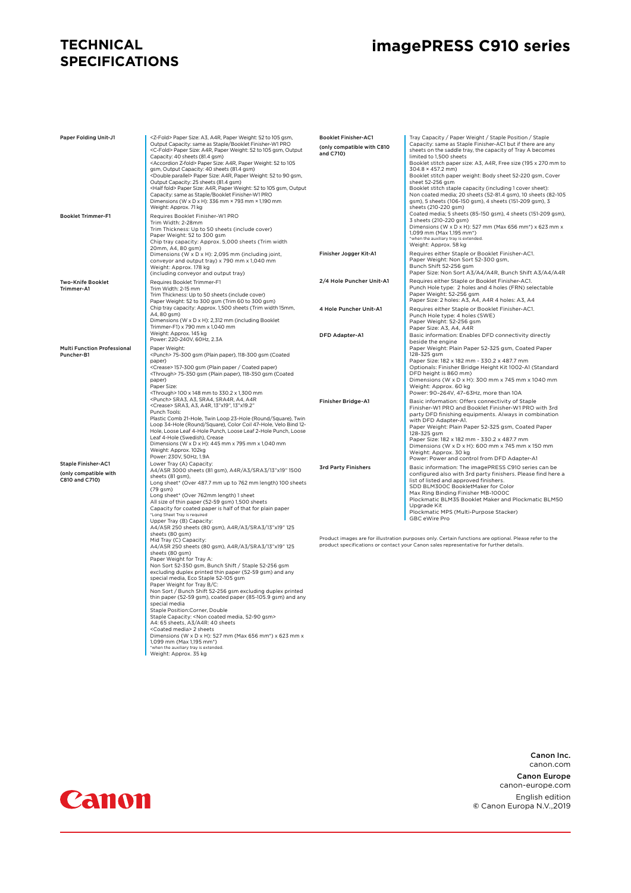# TECHNICAL SPECIFICATIONS

# imagePRESS C910 series

**Paper Folding Unit-J1**

<Z-Fold> Paper Size: A3, A4R, Paper Weight: 52 to 105 gsm, Output Capacity: same as Staple/Booklet Finisher-W1 PRO
<C-Fold> Paper Size: A4R, Paper Weight: 52 to 105 gsm, Output Capacity: 40 sheets (81.4 gsm)
<Accordion Z-fold> Paper Size: A4R, Paper Weight: 52 to 105 gsm, Output Capacity: 40 sheets (81.4 gsm)
<Double parallel> Paper Size: A4R, Paper Weight: 52 to 90 gsm, Output Capacity: 25 sheets (81.4 gsm)
<Half fold> Paper Size: A4R, Paper Weight: 52 to 105 gsm, Output Capacity: same as Staple/Booklet Finisher-W1 PRO
Dimensions (W x D x H): 336 mm × 793 mm × 1,190 mm
Weight: Approx. 71 kg

**Booklet Trimmer-F1**

Requires Booklet Finisher-W1 PRO
Trim Width: 2-28mm
Trim Thickness: Up to 50 sheets (include cover)
Paper Weight: 52 to 300 gsm
Chip tray capacity: Approx. 5,000 sheets (Trim width 20mm, A4, 80 gsm)
Dimensions (W x D x H): 2,095 mm (including joint, conveyor and output tray) x 790 mm x 1,040 mm
Weight: Approx. 178 kg
(including conveyor and output tray)

**Two-Knife Booklet Trimmer-A1**

Requires Booklet Trimmer-F1
Trim Width: 2-15 mm
Trim Thickness: Up to 50 sheets (include cover)
Paper Weight: 52 to 300 gsm (Trim 60 to 300 gsm)
Chip tray capacity: Approx. 1,500 sheets (Trim width 15mm, A4, 80 gsm)
Dimensions (W x D x H): 2,312 mm (including Booklet Trimmer-F1) x 790 mm x 1,040 mm
Weight: Approx. 102kg
Power: 220-240V, 60Hz, 2.3A

**Multi Function Professional Puncher-B1**

Paper Weight:
<Punch> 75-300 gsm (Plain paper), 118-300 gsm (Coated paper)
<Crease> 157-300 gsm (Plain paper / Coated paper)
<Through> 75-350 gsm (Plain paper), 118-350 gsm (Coated paper)
Paper Size:
<Through> 100 x 148 mm to 330.2 x 1,300 mm
<Punch> SRA3, A3, SRA4, SRA4R, A4, A4R
<Crease> SRA3, A3, A4R, 13"x19", 13"x19.2"
Punch Tools:
Plastic Comb 21-Hole, Twin Loop 23-Hole (Round/Square), Twin Loop 34-Hole (Round/Square), Color Coil 47-Hole, Velo Bind 12-Hole, Loose Leaf 4-Hole Punch, Loose Leaf 2-Hole Punch, Loose Leaf 4-Hole (Swedish), Crease
Dimensions (W x D x H): 445 mm x 795 mm x 1,040 mm
Weight: Approx. 145 kg
Power: 230V, 50Hz, 1.9A

**Staple Finisher-AC1**
**(only compatible with C810 and C710)**

Lower Tray (A) Capacity:
A4/A5R 3000 sheets (81 gsm), A4R/A3/SRA3/13"x19" 1500 sheets (81 gsm),
Long sheet* (Over 487.7 mm up to 762 mm length) 100 sheets (79 gsm)
Long sheet* (Over 762mm length) 1 sheet
All size of thin paper (52-59 gsm) 1,500 sheets
Capacity for coated paper is half of that for plain paper
*Long Sheet Tray is required
Upper Tray (B) Capacity:
A4/A5R 250 sheets (80 gsm), A4R/A3/SRA3/13"x19" 125 sheets (80 gsm)
Mid Tray (C) Capacity:
A4/A5R 250 sheets (80 gsm), A4R/A3/SRA3/13"x19" 125 sheets (80 gsm)
Paper Weight for Tray A:
Non Sort 52-350 gsm, Bunch Shift / Staple 52-256 gsm excluding duplex printed thin paper (52-59 gsm) and any special media, Eco Staple 52-105 gsm
Paper Weight for Tray B/C:
Non Sort / Bunch Shift 52-256 gsm excluding duplex printed thin paper (52-59 gsm), coated paper (85-105.9 gsm) and any special media
Staple Position:Corner, Double
Staple Capacity: <Non coated media, 52-90 gsm>
A4: 65 sheets, A3/A4R: 40 sheets
<Coated media> 2 sheets
Dimensions (W x D x H): 527 mm (Max 656 mm*) x 623 mm x 1,099 mm (Max 1,195 mm*)
*when the auxiliary tray is extended.
Weight: Approx. 35 kg

**Booklet Finisher-AC1**
**(only compatible with C810 and C710)**

Tray Capacity / Paper Weight / Staple Position / Staple Capacity: same as Staple Finisher-AC1 but if there are any sheets on the saddle tray, the capacity of Tray A becomes limited to 1,500 sheets
Booklet stitch paper size: A3, A4R, Free size (195 x 270 mm to 304.8 × 457.2 mm)
Booklet stitch paper weight: Body sheet 52-220 gsm, Cover sheet 52-256 gsm
Booklet stitch staple capacity (including 1 cover sheet):
Non coated media; 20 sheets (52-81.4 gsm), 10 sheets (82-105 gsm), 5 sheets (106-150 gsm), 4 sheets (151-209 gsm), 3 sheets (210-220 gsm)
Coated media; 5 sheets (85-150 gsm), 4 sheets (151-209 gsm), 3 sheets (210-220 gsm)
Dimensions (W x D x H): 527 mm (Max 656 mm*) x 623 mm x 1,099 mm (Max 1,195 mm*)
*when the auxiliary tray is extended.
Weight: Approx. 58 kg

**Finisher Jogger Kit-A1**

Requires either Staple or Booklet Finisher-AC1.
Paper Weight: Non Sort 52-300 gsm,
Bunch Shift 52-256 gsm
Paper Size: Non Sort A3/A4/A4R, Bunch Shift A3/A4/A4R

**2/4 Hole Puncher Unit-A1**

Requires either Staple or Booklet Finisher-AC1.
Punch Hole type: 2 holes and 4 holes (FRN) selectable
Paper Weight: 52-256 gsm
Paper Size: 2 holes: A3, A4, A4R 4 holes: A3, A4

**4 Hole Puncher Unit-A1**

Requires either Staple or Booklet Finisher-AC1.
Punch Hole type: 4 holes (SWE)
Paper Weight: 52-256 gsm
Paper Size: A3, A4, A4R

**DFD Adapter-A1**

Basic information: Enables DFD connectivity directly beside the engine
Paper Weight: Plain Paper 52-325 gsm, Coated Paper 128-325 gsm
Paper Size: 182 x 182 mm - 330.2 x 487.7 mm
Optionals: Finisher Bridge Height Kit 1002-A1 (Standard DFD height is 860 mm)
Dimensions (W x D x H): 300 mm x 745 mm x 1040 mm
Weight: Approx. 60 kg
Power: 90–264V, 47–63Hz, more than 10A

**Finisher Bridge-A1**

Basic information: Offers connectivity of Staple Finisher-W1 PRO and Booklet Finisher-W1 PRO with 3rd party DFD finishing equipments. Always in combination with DFD Adapter-A1.
Paper Weight: Plain Paper 52-325 gsm, Coated Paper 128-325 gsm
Paper Size: 182 x 182 mm - 330.2 x 487.7 mm
Dimensions (W x D x H): 600 mm x 745 mm x 150 mm
Weight: Approx. 30 kg
Power: Power and control from DFD Adapter-A1

**3rd Party Finishers**

Basic information: The imagePRESS C910 series can be configured also with 3rd party finishers. Please find here a list of listed and approved finishers.
SDD BLM300C BookletMaker for Color
Max Ring Binding Finisher MB-1000C
Plockmatic BLM35 Booklet Maker and Plockmatic BLM50 Upgrade Kit
Plockmatic MPS (Multi-Purpose Stacker)
GBC eWire Pro

Product images are for illustration purposes only. Certain functions are optional. Please refer to the product specifications or contact your Canon sales representative for further details.

Canon

**Canon Inc.**
canon.com

**Canon Europe**
canon-europe.com

English edition
© Canon Europa N.V.,2019